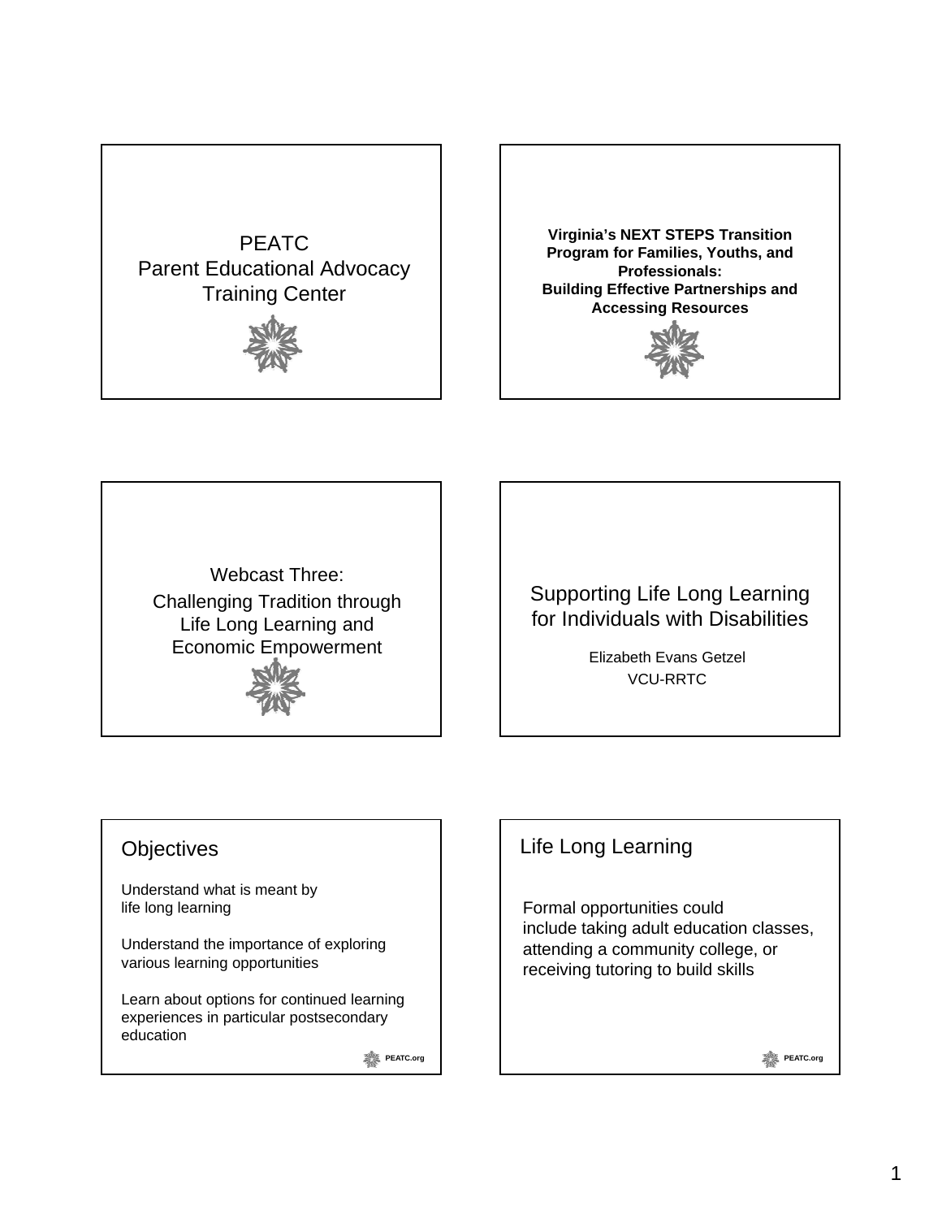PEATC
Parent Educational Advocacy Training Center

**Virginia's NEXT STEPS Transition Program for Families, Youths, and Professionals:
Building Effective Partnerships and Accessing Resources**

Webcast Three:
Challenging Tradition through Life Long Learning and Economic Empowerment

Supporting Life Long Learning for Individuals with Disabilities

Elizabeth Evans Getzel
VCU-RRTC

## Objectives

Understand what is meant by life long learning

Understand the importance of exploring various learning opportunities

Learn about options for continued learning experiences in particular postsecondary education

PEATC.org

## Life Long Learning

Formal opportunities could include taking adult education classes, attending a community college, or receiving tutoring to build skills

PEATC.org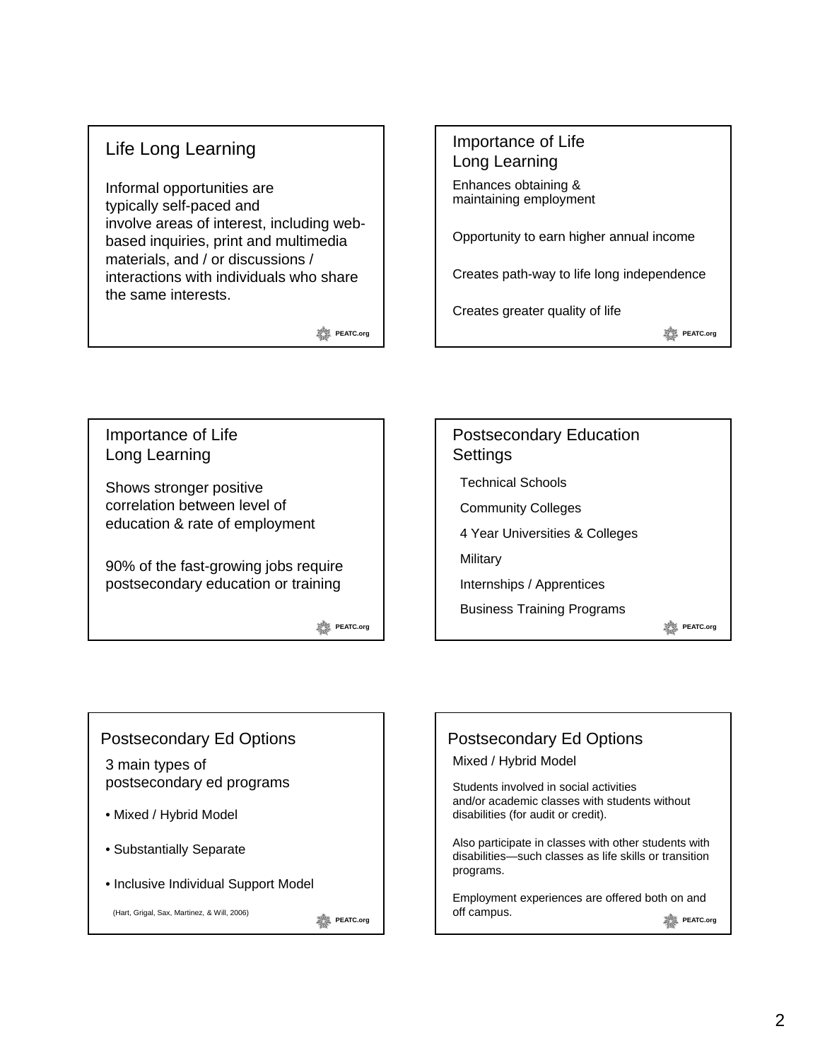## Life Long Learning

Informal opportunities are typically self-paced and involve areas of interest, including web-based inquiries, print and multimedia materials, and / or discussions / interactions with individuals who share the same interests.

PEATC.org

## Importance of Life Long Learning

Enhances obtaining & maintaining employment

Opportunity to earn higher annual income

Creates path-way to life long independence

Creates greater quality of life

PEATC.org

## Importance of Life Long Learning

Shows stronger positive correlation between level of education & rate of employment

90% of the fast-growing jobs require postsecondary education or training

PEATC.org

## Postsecondary Education Settings

Technical Schools

Community Colleges

4 Year Universities & Colleges

Military

Internships / Apprentices

Business Training Programs

PEATC.org

## Postsecondary Ed Options

3 main types of postsecondary ed programs

- Mixed / Hybrid Model
- Substantially Separate
- Inclusive Individual Support Model

(Hart, Grigal, Sax, Martinez, & Will, 2006)

PEATC.org

## Postsecondary Ed Options

Mixed / Hybrid Model

Students involved in social activities and/or academic classes with students without disabilities (for audit or credit).

Also participate in classes with other students with disabilities—such classes as life skills or transition programs.

Employment experiences are offered both on and off campus.

PEATC.org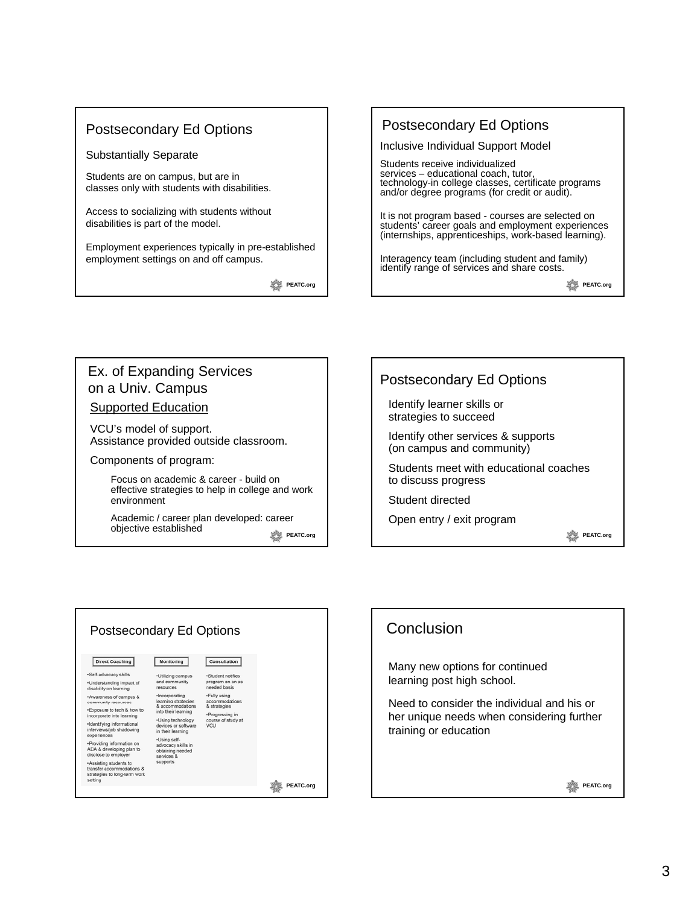## Postsecondary Ed Options

Substantially Separate

Students are on campus, but are in classes only with students with disabilities.

Access to socializing with students without disabilities is part of the model.

Employment experiences typically in pre-established employment settings on and off campus.

PEATC.org

## Postsecondary Ed Options

Inclusive Individual Support Model

Students receive individualized services – educational coach, tutor, technology-in college classes, certificate programs and/or degree programs (for credit or audit).

It is not program based - courses are selected on students' career goals and employment experiences (internships, apprenticeships, work-based learning).

Interagency team (including student and family) identify range of services and share costs.

PEATC.org

## Ex. of Expanding Services on a Univ. Campus

Supported Education

VCU's model of support.
Assistance provided outside classroom.

Components of program:

- Focus on academic & career - build on effective strategies to help in college and work environment
- Academic / career plan developed: career objective established

PEATC.org

## Postsecondary Ed Options

- Identify learner skills or strategies to succeed
- Identify other services & supports (on campus and community)
- Students meet with educational coaches to discuss progress
- Student directed
- Open entry / exit program

PEATC.org

## Postsecondary Ed Options

| Direct Coaching | Monitoring | Consultation |
|---|---|---|
| •Self-advocacy skills<br>•Understanding impact of disability on learning<br>•Awareness of campus & community resources<br>•Exposure to tech & how to incorporate into learning<br>•Identifying informational interviews/job shadowing experiences<br>•Providing information on ADA & developing plan to disclose to employer<br>•Assisting students to transfer accommodations & strategies to long-term work setting | •Utilizing campus and community resources<br>•Incorporating learning strategies & accommodations into their learning<br>•Using technology devices or software in their learning<br>•Using self-advocacy skills in obtaining needed services & supports | •Student notifies program on an as needed basis<br>•Fully using accommodations & strategies<br>•Progressing in course of study at VCU |

PEATC.org

## Conclusion

Many new options for continued learning post high school.

Need to consider the individual and his or her unique needs when considering further training or education

PEATC.org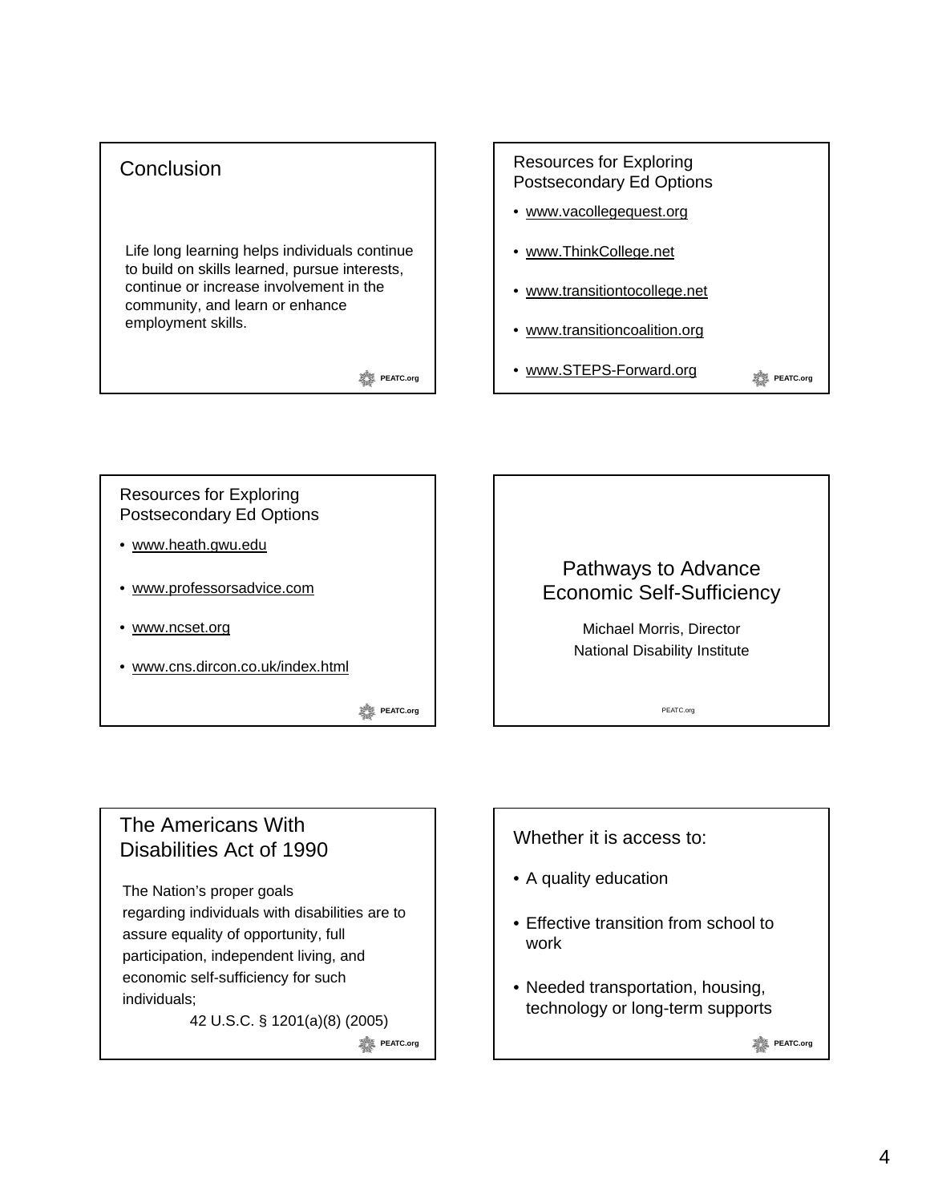## Conclusion

Life long learning helps individuals continue to build on skills learned, pursue interests, continue or increase involvement in the community, and learn or enhance employment skills.

PEATC.org

## Resources for Exploring Postsecondary Ed Options

- www.vacollegequest.org
- www.ThinkCollege.net
- www.transitiontocollege.net
- www.transitioncoalition.org
- www.STEPS-Forward.org

PEATC.org

## Resources for Exploring Postsecondary Ed Options

- www.heath.gwu.edu
- www.professorsadvice.com
- www.ncset.org
- www.cns.dircon.co.uk/index.html

PEATC.org

## Pathways to Advance Economic Self-Sufficiency

Michael Morris, Director

National Disability Institute

PEATC.org

## The Americans With Disabilities Act of 1990

The Nation's proper goals regarding individuals with disabilities are to assure equality of opportunity, full participation, independent living, and economic self-sufficiency for such individuals;

42 U.S.C. § 1201(a)(8) (2005)

PEATC.org

## Whether it is access to:

- A quality education
- Effective transition from school to work
- Needed transportation, housing, technology or long-term supports

PEATC.org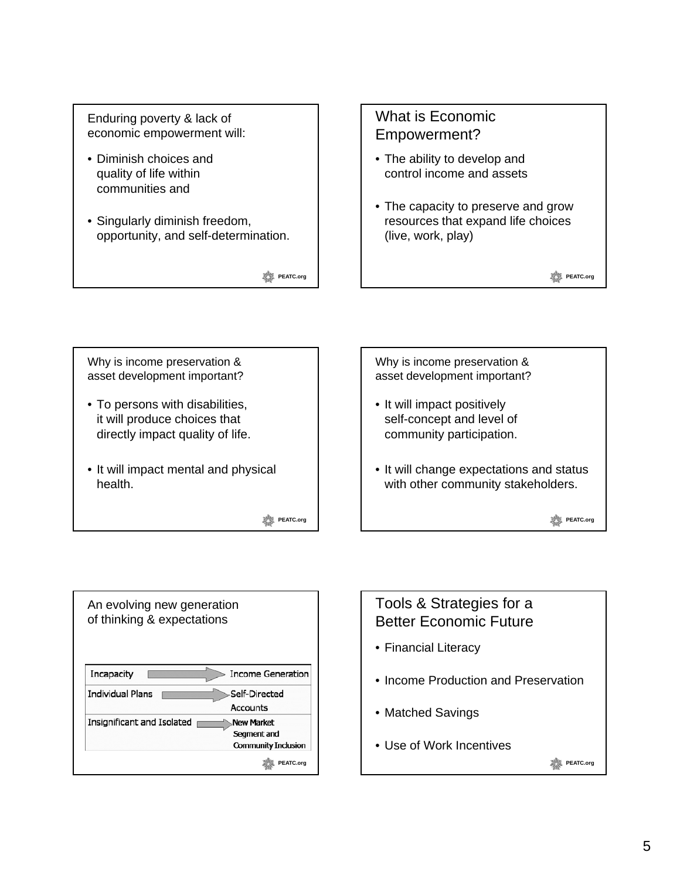Enduring poverty & lack of economic empowerment will:

- Diminish choices and quality of life within communities and
- Singularly diminish freedom, opportunity, and self-determination.

PEATC.org

## What is Economic Empowerment?

- The ability to develop and control income and assets
- The capacity to preserve and grow resources that expand life choices (live, work, play)

PEATC.org

Why is income preservation & asset development important?

- To persons with disabilities, it will produce choices that directly impact quality of life.
- It will impact mental and physical health.

PEATC.org

Why is income preservation & asset development important?

- It will impact positively self-concept and level of community participation.
- It will change expectations and status with other community stakeholders.

PEATC.org

An evolving new generation of thinking & expectations

| | |
|---|---|
| Incapacity → | Income Generation |
| Individual Plans → | Self-Directed Accounts |
| Insignificant and Isolated → | New Market Segment and Community Inclusion |

PEATC.org

## Tools & Strategies for a Better Economic Future

- Financial Literacy
- Income Production and Preservation
- Matched Savings
- Use of Work Incentives

PEATC.org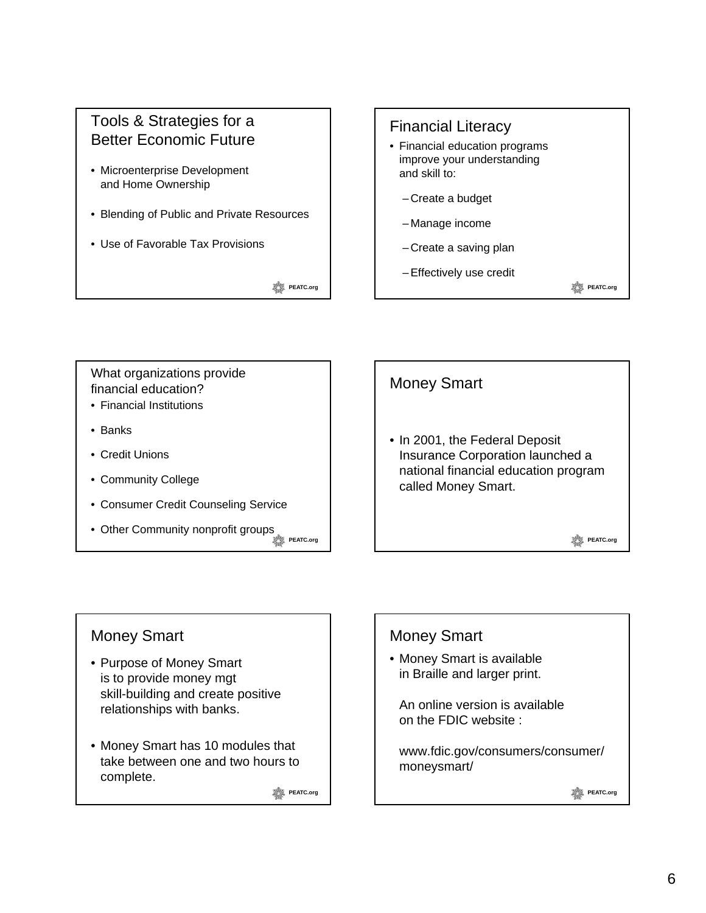## Tools & Strategies for a Better Economic Future

- Microenterprise Development and Home Ownership
- Blending of Public and Private Resources
- Use of Favorable Tax Provisions

PEATC.org

## Financial Literacy

- Financial education programs improve your understanding and skill to:
  - Create a budget
  - Manage income
  - Create a saving plan
  - Effectively use credit

PEATC.org

## What organizations provide financial education?

- Financial Institutions
- Banks
- Credit Unions
- Community College
- Consumer Credit Counseling Service
- Other Community nonprofit groups

PEATC.org

## Money Smart

- In 2001, the Federal Deposit Insurance Corporation launched a national financial education program called Money Smart.

PEATC.org

## Money Smart

- Purpose of Money Smart is to provide money mgt skill-building and create positive relationships with banks.
- Money Smart has 10 modules that take between one and two hours to complete.

PEATC.org

## Money Smart

- Money Smart is available in Braille and larger print.

  An online version is available on the FDIC website :

  www.fdic.gov/consumers/consumer/moneysmart/

PEATC.org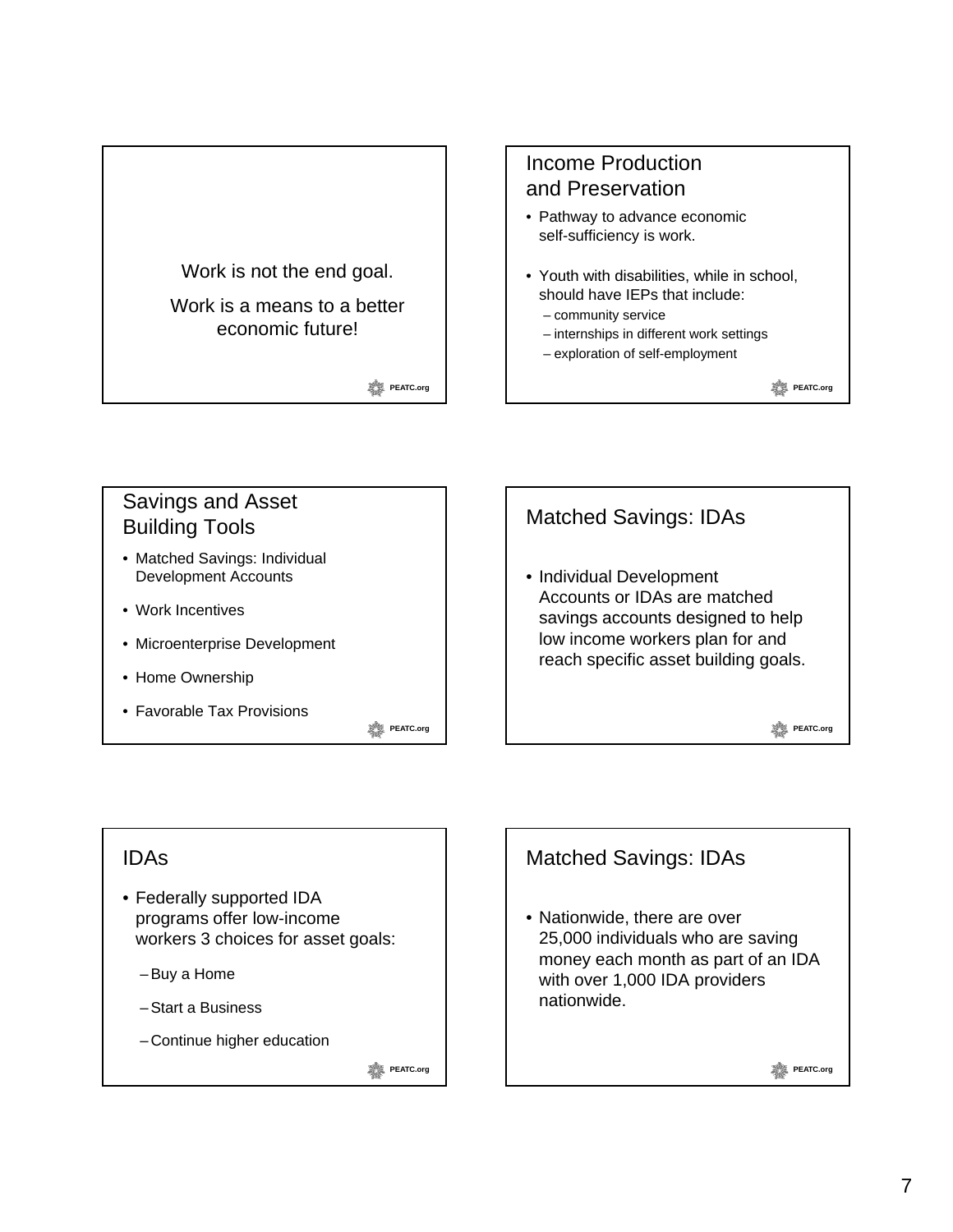Work is not the end goal.

Work is a means to a better economic future!

PEATC.org

## Income Production and Preservation

- Pathway to advance economic self-sufficiency is work.
- Youth with disabilities, while in school, should have IEPs that include:
  - community service
  - internships in different work settings
  - exploration of self-employment

PEATC.org

## Savings and Asset Building Tools

- Matched Savings: Individual Development Accounts
- Work Incentives
- Microenterprise Development
- Home Ownership
- Favorable Tax Provisions

PEATC.org

## Matched Savings: IDAs

- Individual Development Accounts or IDAs are matched savings accounts designed to help low income workers plan for and reach specific asset building goals.

PEATC.org

## IDAs

- Federally supported IDA programs offer low-income workers 3 choices for asset goals:
  - Buy a Home
  - Start a Business
  - Continue higher education

PEATC.org

## Matched Savings: IDAs

- Nationwide, there are over 25,000 individuals who are saving money each month as part of an IDA with over 1,000 IDA providers nationwide.

PEATC.org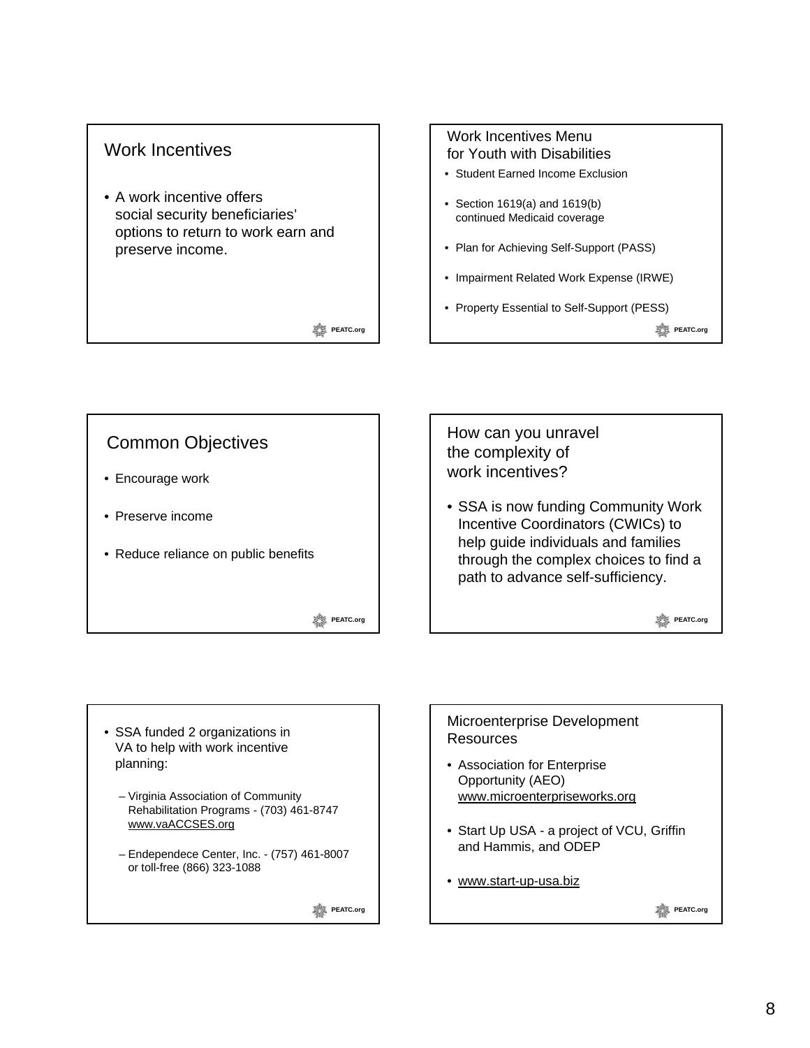## Work Incentives

- A work incentive offers social security beneficiaries' options to return to work earn and preserve income.

PEATC.org

## Work Incentives Menu for Youth with Disabilities

- Student Earned Income Exclusion
- Section 1619(a) and 1619(b) continued Medicaid coverage
- Plan for Achieving Self-Support (PASS)
- Impairment Related Work Expense (IRWE)
- Property Essential to Self-Support (PESS)

PEATC.org

## Common Objectives

- Encourage work
- Preserve income
- Reduce reliance on public benefits

PEATC.org

## How can you unravel the complexity of work incentives?

- SSA is now funding Community Work Incentive Coordinators (CWICs) to help guide individuals and families through the complex choices to find a path to advance self-sufficiency.

PEATC.org

- SSA funded 2 organizations in VA to help with work incentive planning:
  - Virginia Association of Community Rehabilitation Programs - (703) 461-8747 www.vaACCSES.org
  - Endependece Center, Inc. - (757) 461-8007 or toll-free (866) 323-1088

PEATC.org

## Microenterprise Development Resources

- Association for Enterprise Opportunity (AEO) www.microenterpriseworks.org
- Start Up USA - a project of VCU, Griffin and Hammis, and ODEP
- www.start-up-usa.biz

PEATC.org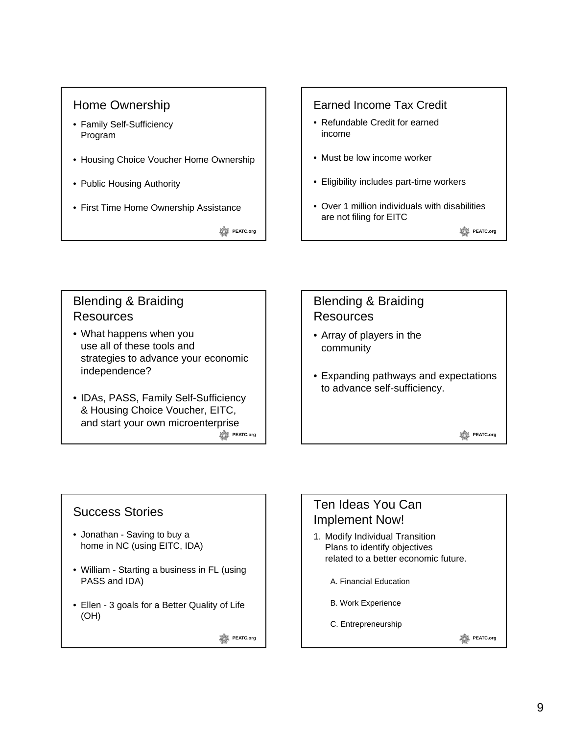## Home Ownership

- Family Self-Sufficiency Program
- Housing Choice Voucher Home Ownership
- Public Housing Authority
- First Time Home Ownership Assistance

PEATC.org

## Earned Income Tax Credit

- Refundable Credit for earned income
- Must be low income worker
- Eligibility includes part-time workers
- Over 1 million individuals with disabilities are not filing for EITC

PEATC.org

## Blending & Braiding Resources

- What happens when you use all of these tools and strategies to advance your economic independence?
- IDAs, PASS, Family Self-Sufficiency & Housing Choice Voucher, EITC, and start your own microenterprise

PEATC.org

## Blending & Braiding Resources

- Array of players in the community
- Expanding pathways and expectations to advance self-sufficiency.

PEATC.org

## Success Stories

- Jonathan - Saving to buy a home in NC (using EITC, IDA)
- William - Starting a business in FL (using PASS and IDA)
- Ellen - 3 goals for a Better Quality of Life (OH)

PEATC.org

## Ten Ideas You Can Implement Now!

1. Modify Individual Transition Plans to identify objectives related to a better economic future.

   A. Financial Education

   B. Work Experience

   C. Entrepreneurship

PEATC.org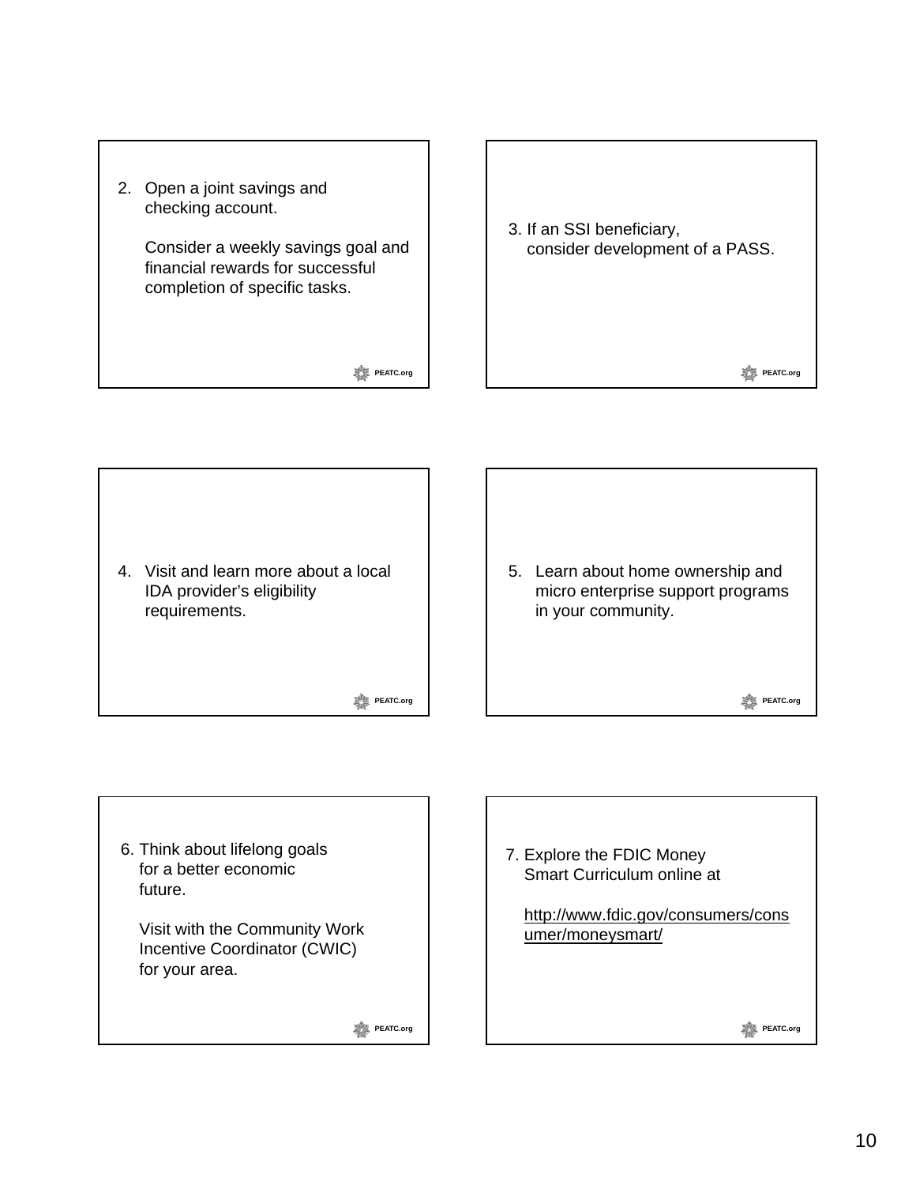2. Open a joint savings and checking account.

   Consider a weekly savings goal and financial rewards for successful completion of specific tasks.

PEATC.org

3. If an SSI beneficiary, consider development of a PASS.

PEATC.org

4. Visit and learn more about a local IDA provider's eligibility requirements.

PEATC.org

5. Learn about home ownership and micro enterprise support programs in your community.

PEATC.org

6. Think about lifelong goals for a better economic future.

   Visit with the Community Work Incentive Coordinator (CWIC) for your area.

PEATC.org

7. Explore the FDIC Money Smart Curriculum online at

   http://www.fdic.gov/consumers/consumer/moneysmart/

PEATC.org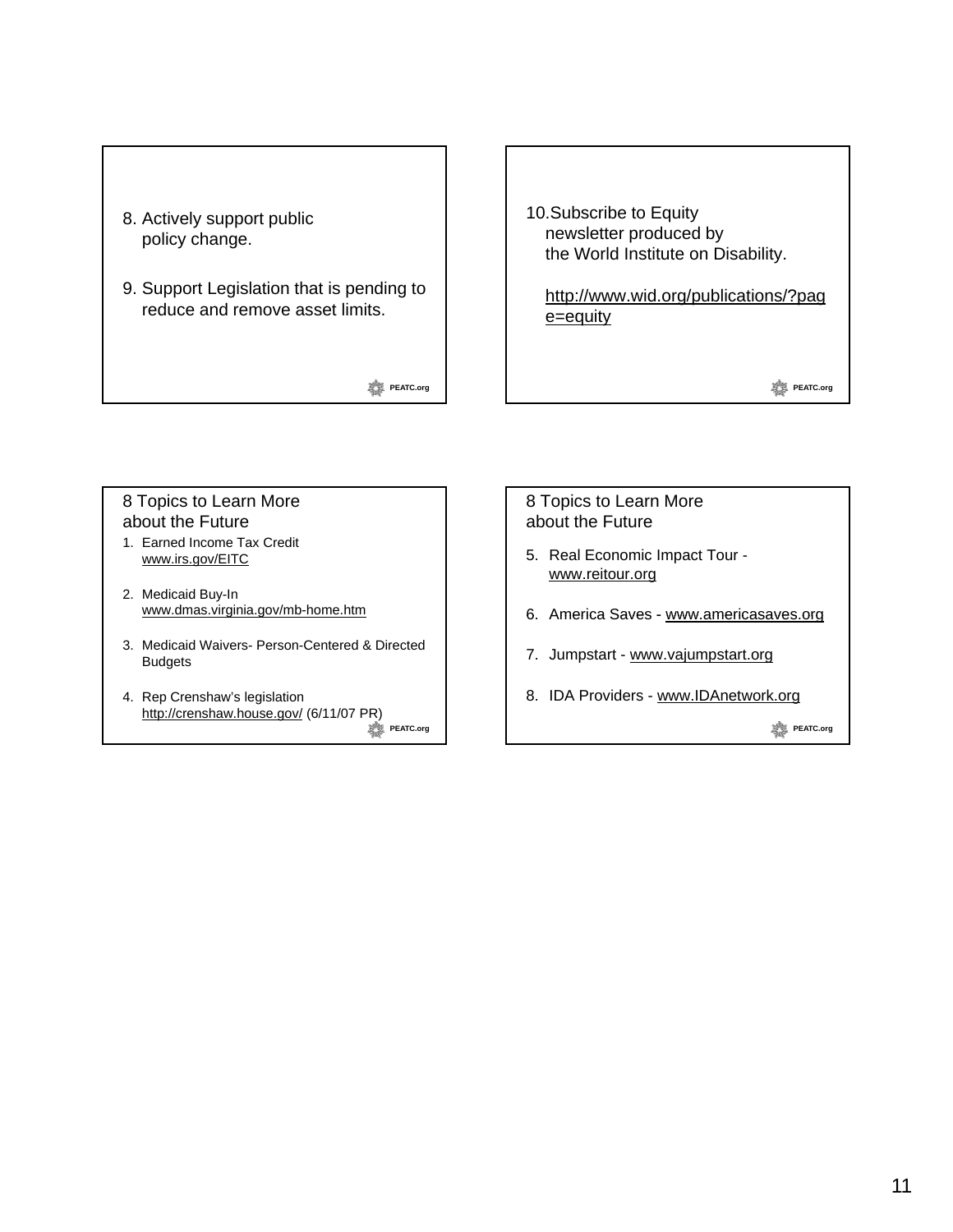8. Actively support public policy change.

9. Support Legislation that is pending to reduce and remove asset limits.

PEATC.org

10. Subscribe to Equity newsletter produced by the World Institute on Disability.

    http://www.wid.org/publications/?page=equity

PEATC.org

8 Topics to Learn More about the Future

1. Earned Income Tax Credit
   www.irs.gov/EITC
2. Medicaid Buy-In
   www.dmas.virginia.gov/mb-home.htm
3. Medicaid Waivers- Person-Centered & Directed Budgets
4. Rep Crenshaw's legislation
   http://crenshaw.house.gov/ (6/11/07 PR)

PEATC.org

8 Topics to Learn More about the Future

5. Real Economic Impact Tour - www.reitour.org
6. America Saves - www.americasaves.org
7. Jumpstart - www.vajumpstart.org
8. IDA Providers - www.IDAnetwork.org

PEATC.org